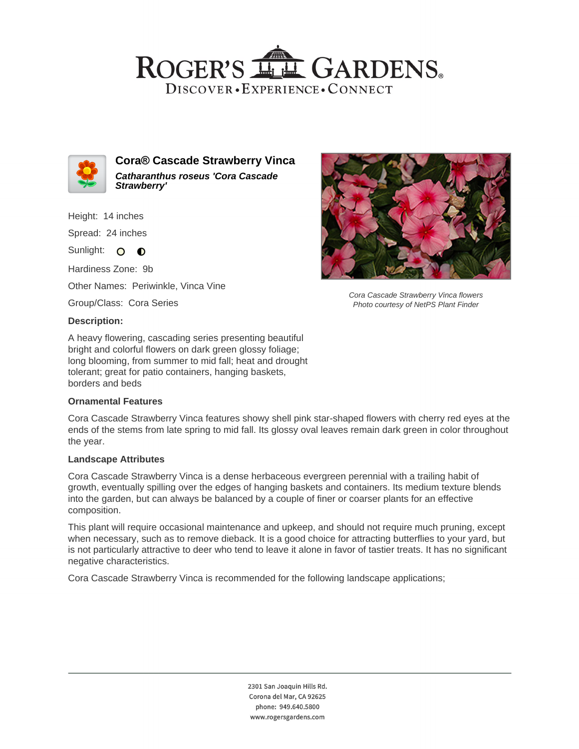# ROGER'S GARDENS

DISCOVER • EXPERIENCE • CONNECT

## Cora® Cascade Strawberry Vinca

***Catharanthus roseus 'Cora Cascade Strawberry'***

Height: 14 inches

Spread: 24 inches

Sunlight: ○ ◐

Hardiness Zone: 9b

Other Names: Periwinkle, Vinca Vine

Group/Class: Cora Series

**Description:**

A heavy flowering, cascading series presenting beautiful bright and colorful flowers on dark green glossy foliage; long blooming, from summer to mid fall; heat and drought tolerant; great for patio containers, hanging baskets, borders and beds

*Cora Cascade Strawberry Vinca flowers*
*Photo courtesy of NetPS Plant Finder*

### Ornamental Features

Cora Cascade Strawberry Vinca features showy shell pink star-shaped flowers with cherry red eyes at the ends of the stems from late spring to mid fall. Its glossy oval leaves remain dark green in color throughout the year.

### Landscape Attributes

Cora Cascade Strawberry Vinca is a dense herbaceous evergreen perennial with a trailing habit of growth, eventually spilling over the edges of hanging baskets and containers. Its medium texture blends into the garden, but can always be balanced by a couple of finer or coarser plants for an effective composition.

This plant will require occasional maintenance and upkeep, and should not require much pruning, except when necessary, such as to remove dieback. It is a good choice for attracting butterflies to your yard, but is not particularly attractive to deer who tend to leave it alone in favor of tastier treats. It has no significant negative characteristics.

Cora Cascade Strawberry Vinca is recommended for the following landscape applications;

2301 San Joaquin Hills Rd.
Corona del Mar, CA 92625
phone: 949.640.5800
www.rogersgardens.com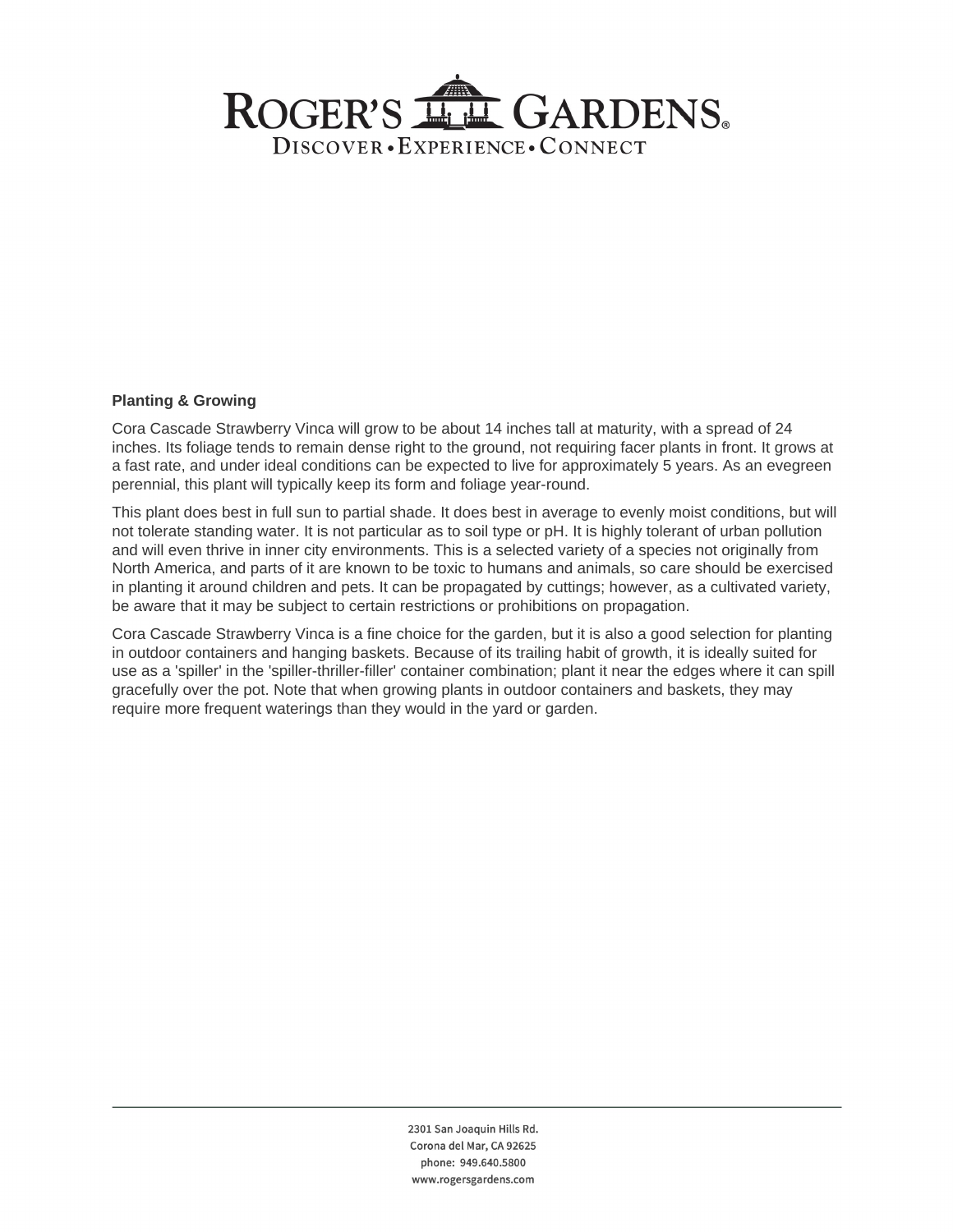**Planting & Growing**

Cora Cascade Strawberry Vinca will grow to be about 14 inches tall at maturity, with a spread of 24 inches. Its foliage tends to remain dense right to the ground, not requiring facer plants in front. It grows at a fast rate, and under ideal conditions can be expected to live for approximately 5 years. As an evegreen perennial, this plant will typically keep its form and foliage year-round.

This plant does best in full sun to partial shade. It does best in average to evenly moist conditions, but will not tolerate standing water. It is not particular as to soil type or pH. It is highly tolerant of urban pollution and will even thrive in inner city environments. This is a selected variety of a species not originally from North America, and parts of it are known to be toxic to humans and animals, so care should be exercised in planting it around children and pets. It can be propagated by cuttings; however, as a cultivated variety, be aware that it may be subject to certain restrictions or prohibitions on propagation.

Cora Cascade Strawberry Vinca is a fine choice for the garden, but it is also a good selection for planting in outdoor containers and hanging baskets. Because of its trailing habit of growth, it is ideally suited for use as a 'spiller' in the 'spiller-thriller-filler' container combination; plant it near the edges where it can spill gracefully over the pot. Note that when growing plants in outdoor containers and baskets, they may require more frequent waterings than they would in the yard or garden.